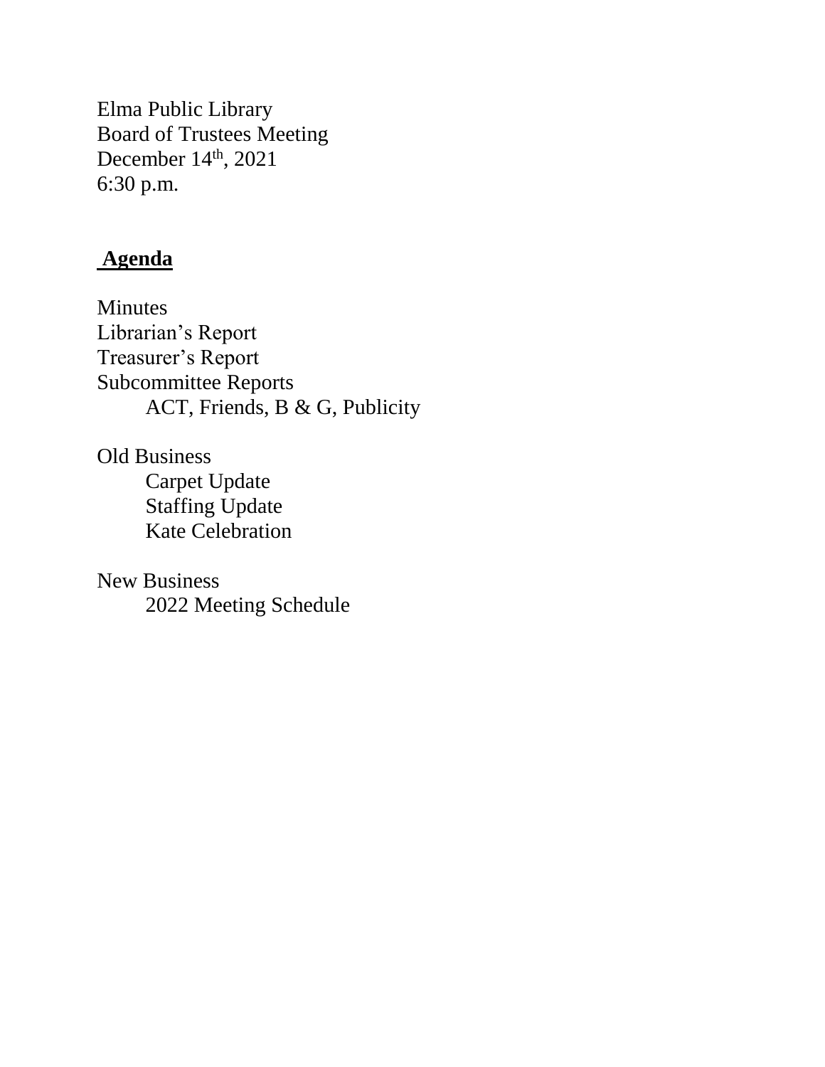Elma Public Library
Board of Trustees Meeting
December 14th, 2021
6:30 p.m.

## **Agenda**

Minutes
Librarian's Report
Treasurer's Report
Subcommittee Reports
- ACT, Friends, B & G, Publicity

Old Business
- Carpet Update
- Staffing Update
- Kate Celebration

New Business
- 2022 Meeting Schedule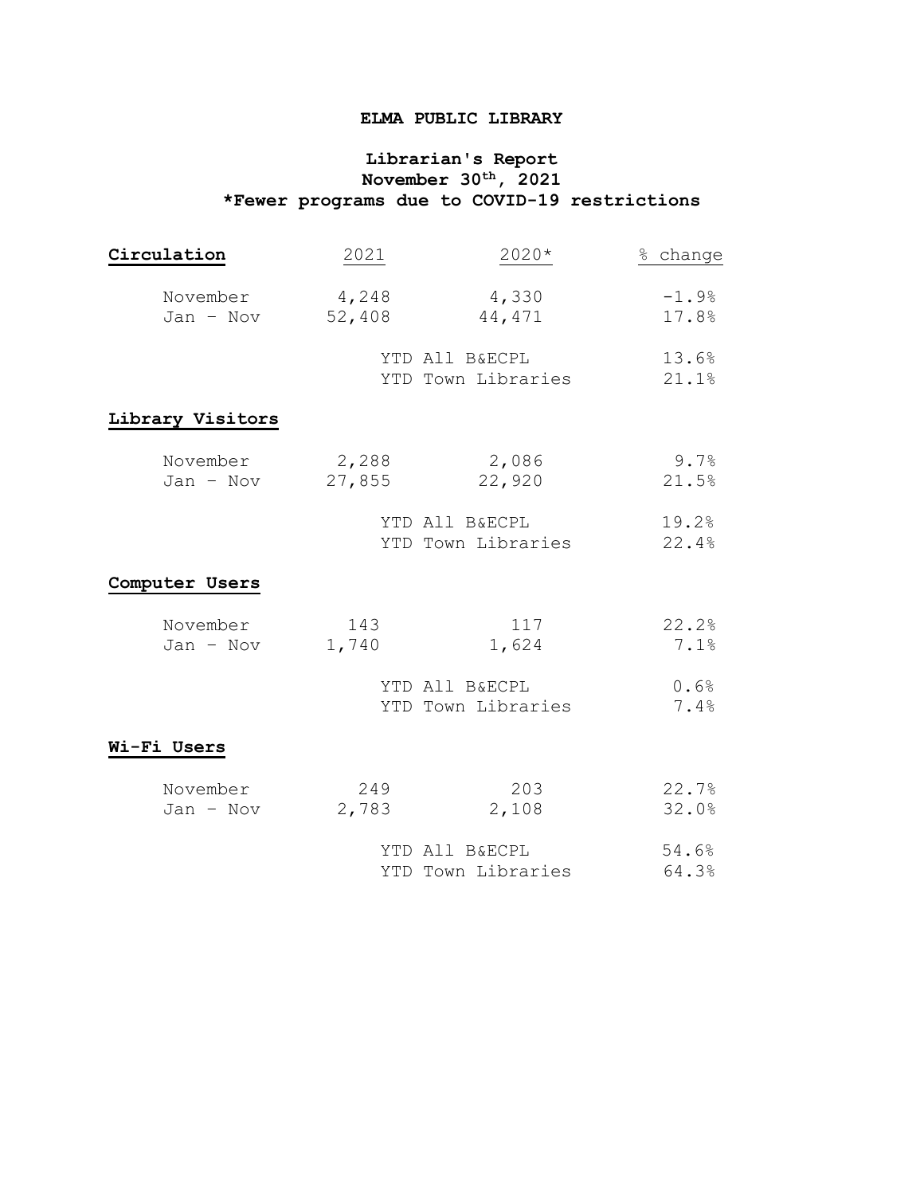# ELMA PUBLIC LIBRARY

## Librarian's Report
## November 30th, 2021
## *Fewer programs due to COVID-19 restrictions

| Circulation | 2021 | 2020* | % change |
|---|---|---|---|
| November | 4,248 | 4,330 | -1.9% |
| Jan – Nov | 52,408 | 44,471 | 17.8% |
| | | YTD All B&ECPL | 13.6% |
| | | YTD Town Libraries | 21.1% |
| **Library Visitors** | | | |
| November | 2,288 | 2,086 | 9.7% |
| Jan – Nov | 27,855 | 22,920 | 21.5% |
| | | YTD All B&ECPL | 19.2% |
| | | YTD Town Libraries | 22.4% |
| **Computer Users** | | | |
| November | 143 | 117 | 22.2% |
| Jan – Nov | 1,740 | 1,624 | 7.1% |
| | | YTD All B&ECPL | 0.6% |
| | | YTD Town Libraries | 7.4% |
| **Wi-Fi Users** | | | |
| November | 249 | 203 | 22.7% |
| Jan – Nov | 2,783 | 2,108 | 32.0% |
| | | YTD All B&ECPL | 54.6% |
| | | YTD Town Libraries | 64.3% |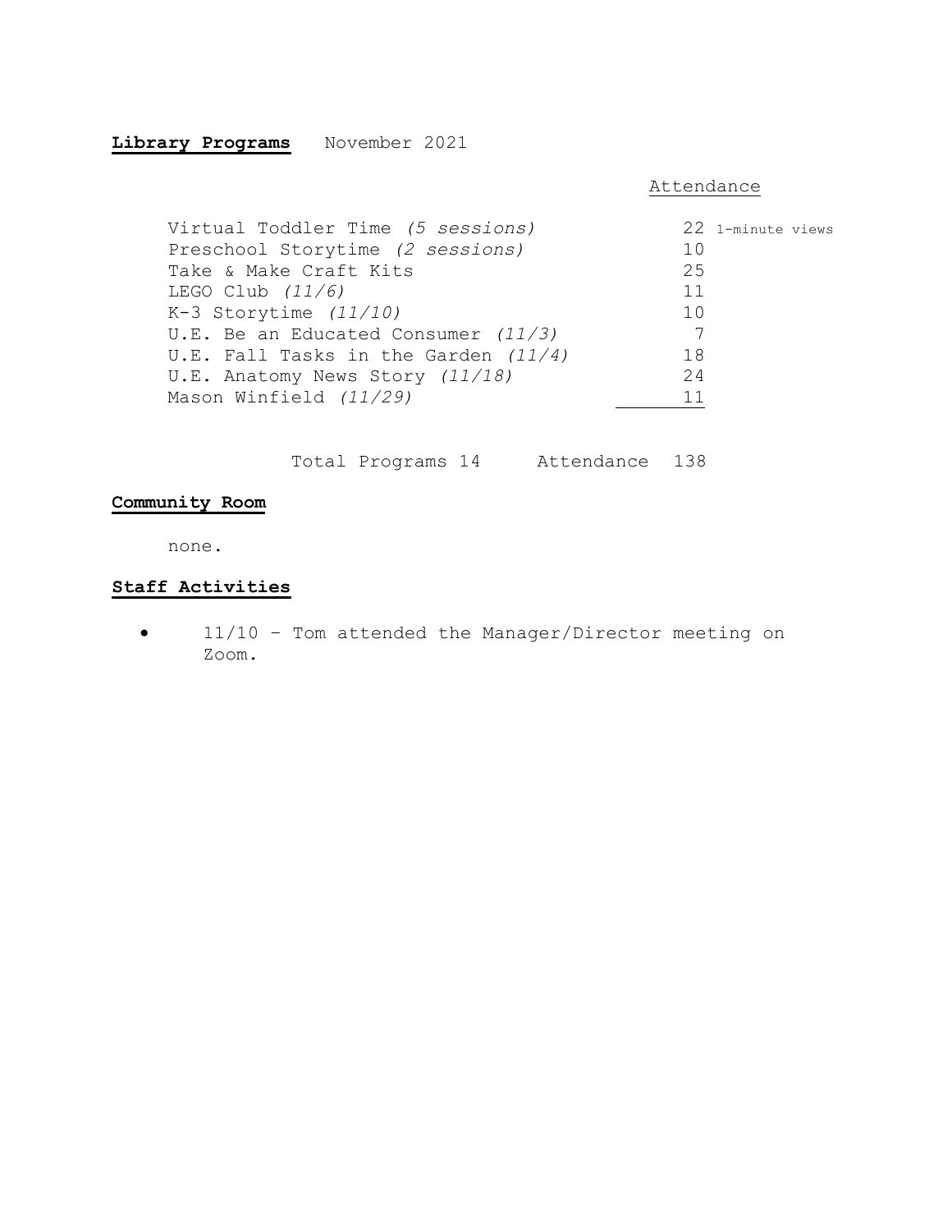**Library Programs** November 2021

| | Attendance |
| --- | --- |
| Virtual Toddler Time *(5 sessions)* | 22 1-minute views |
| Preschool Storytime *(2 sessions)* | 10 |
| Take & Make Craft Kits | 25 |
| LEGO Club *(11/6)* | 11 |
| K-3 Storytime *(11/10)* | 10 |
| U.E. Be an Educated Consumer *(11/3)* | 7 |
| U.E. Fall Tasks in the Garden *(11/4)* | 18 |
| U.E. Anatomy News Story *(11/18)* | 24 |
| Mason Winfield *(11/29)* | 11 |

Total Programs 14     Attendance 138

**Community Room**

none.

**Staff Activities**

- 11/10 – Tom attended the Manager/Director meeting on Zoom.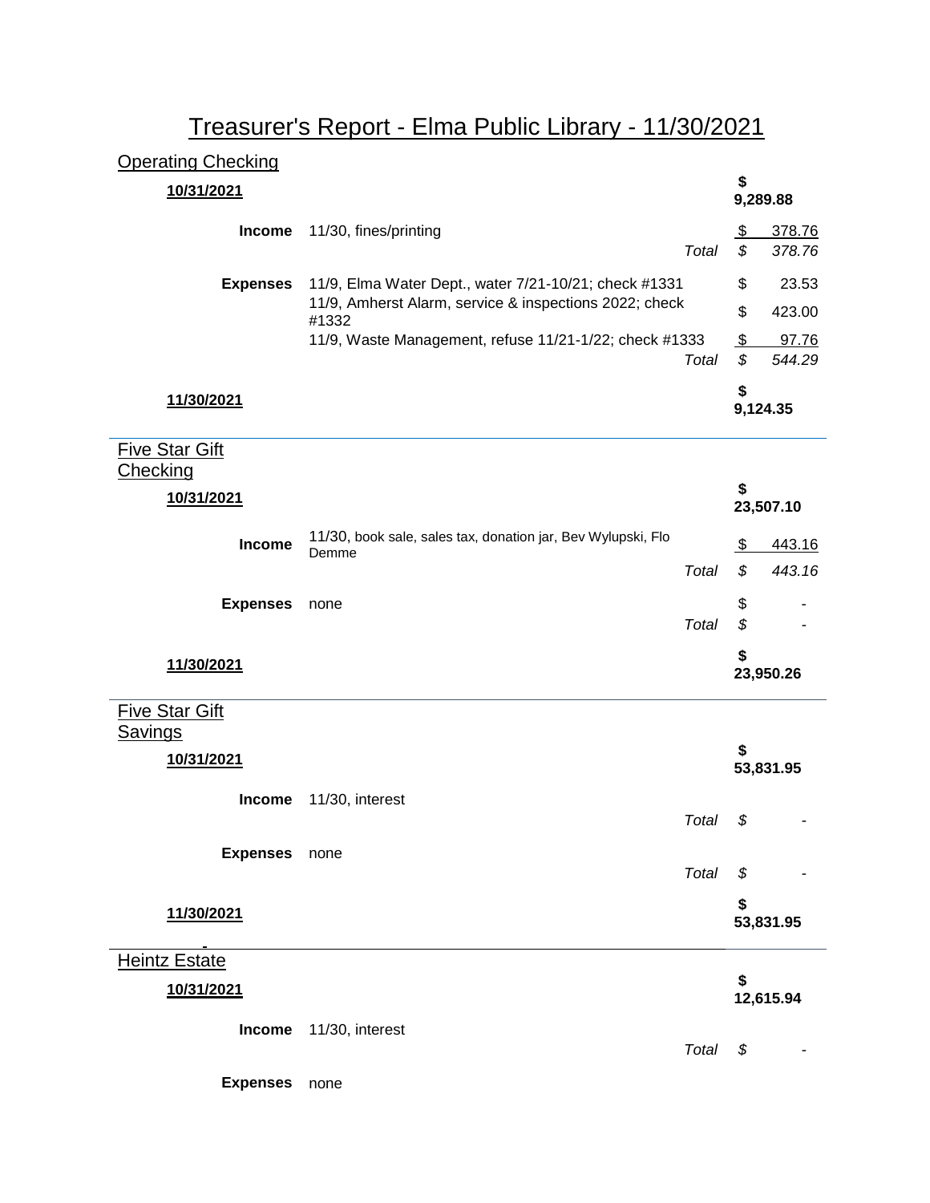# Treasurer's Report - Elma Public Library - 11/30/2021

## Operating Checking

| | | | |
|---|---|---|---|
| **10/31/2021** | | | **$ 9,289.88** |
| **Income** | 11/30, fines/printing | | $ 378.76 |
| | | *Total* | *$ 378.76* |
| **Expenses** | 11/9, Elma Water Dept., water 7/21-10/21; check #1331 | | $ 23.53 |
| | 11/9, Amherst Alarm, service & inspections 2022; check #1332 | | $ 423.00 |
| | 11/9, Waste Management, refuse 11/21-1/22; check #1333 | | $ 97.76 |
| | | *Total* | *$ 544.29* |
| **11/30/2021** | | | **$ 9,124.35** |

## Five Star Gift Checking

| | | | |
|---|---|---|---|
| **10/31/2021** | | | **$ 23,507.10** |
| **Income** | 11/30, book sale, sales tax, donation jar, Bev Wylupski, Flo Demme | | $ 443.16 |
| | | *Total* | *$ 443.16* |
| **Expenses** | none | | $ - |
| | | *Total* | *$ -* |
| **11/30/2021** | | | **$ 23,950.26** |

## Five Star Gift Savings

| | | | |
|---|---|---|---|
| **10/31/2021** | | | **$ 53,831.95** |
| **Income** | 11/30, interest | | |
| | | *Total* | *$ -* |
| **Expenses** | none | | |
| | | *Total* | *$ -* |
| **11/30/2021** | | | **$ 53,831.95** |

## Heintz Estate

| | | | |
|---|---|---|---|
| **10/31/2021** | | | **$ 12,615.94** |
| **Income** | 11/30, interest | | |
| | | *Total* | *$ -* |
| **Expenses** | none | | |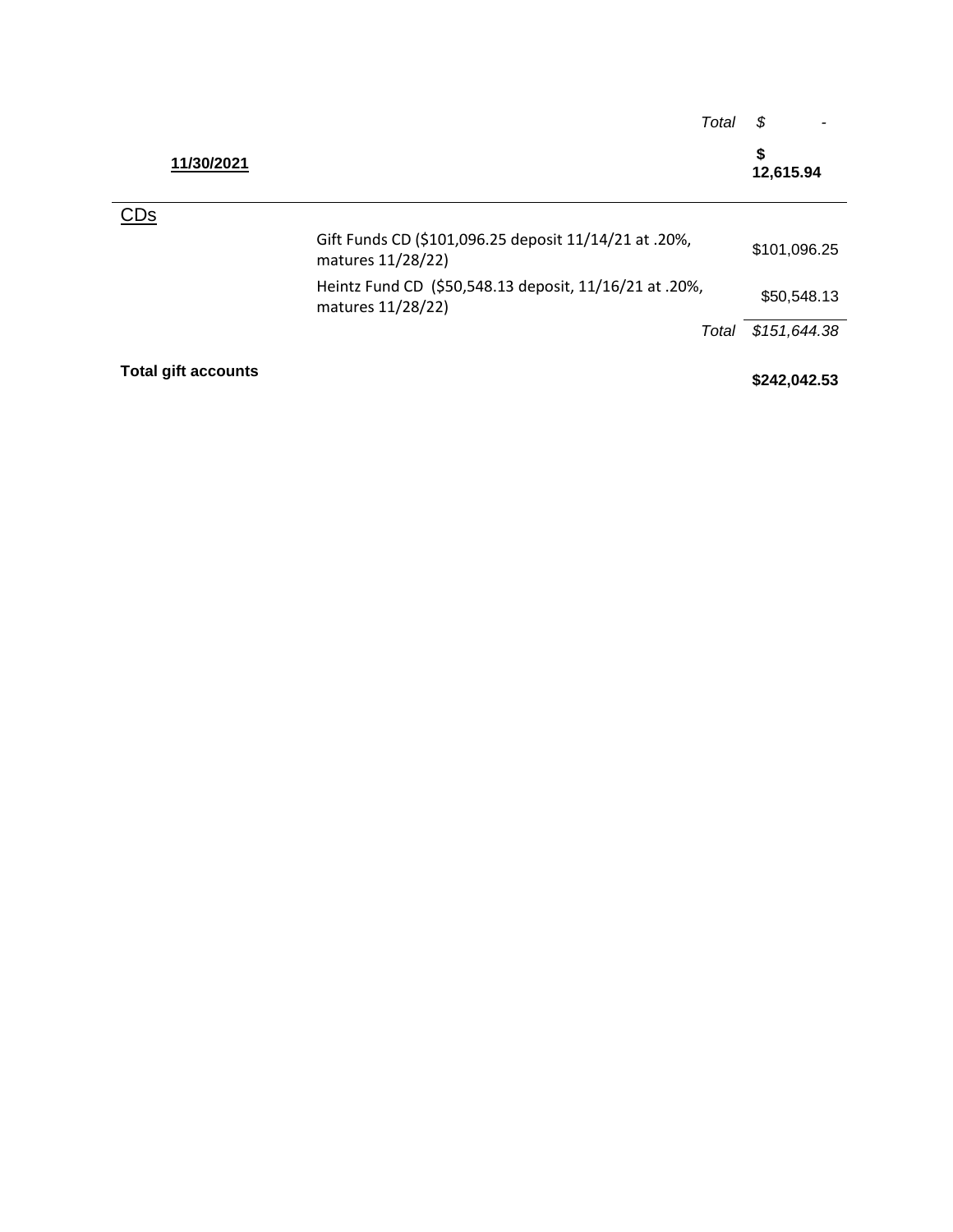| | | |
|---|---|---|
| | *Total* | *$ -* |
| **11/30/2021** | | **$ 12,615.94** |
| CDs | | |
| | Gift Funds CD ($101,096.25 deposit 11/14/21 at .20%, matures 11/28/22) | $101,096.25 |
| | Heintz Fund CD ($50,548.13 deposit, 11/16/21 at .20%, matures 11/28/22) | $50,548.13 |
| | *Total* | *$151,644.38* |
| **Total gift accounts** | | **$242,042.53** |